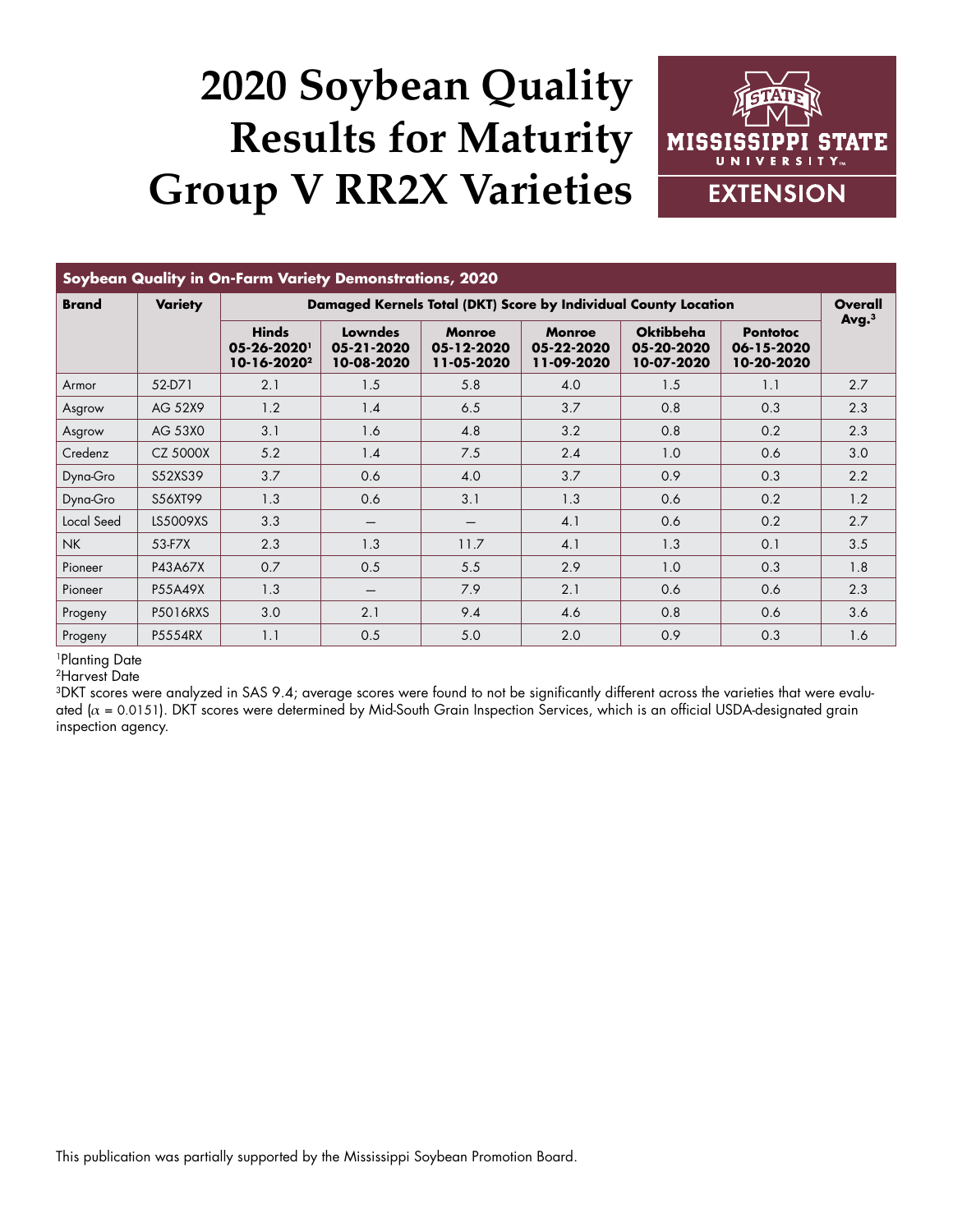# 2020 Soybean Quality Results for Maturity Group V RR2X Varieties

MISSISSIPPI STATE UNIVERSITY EXTENSION

| Soybean Quality in On-Farm Variety Demonstrations, 2020 | | | | | | | | |
|---|---|---|---|---|---|---|---|---|
| **Brand** | **Variety** | **Damaged Kernels Total (DKT) Score by Individual County Location** | | | | | | **Overall Avg.[3]** |
| | | **Hinds 05-26-2020[1] 10-16-2020[2]** | **Lowndes 05-21-2020 10-08-2020** | **Monroe 05-12-2020 11-05-2020** | **Monroe 05-22-2020 11-09-2020** | **Oktibbeha 05-20-2020 10-07-2020** | **Pontotoc 06-15-2020 10-20-2020** | |
| Armor | 52-D71 | 2.1 | 1.5 | 5.8 | 4.0 | 1.5 | 1.1 | 2.7 |
| Asgrow | AG 52X9 | 1.2 | 1.4 | 6.5 | 3.7 | 0.8 | 0.3 | 2.3 |
| Asgrow | AG 53X0 | 3.1 | 1.6 | 4.8 | 3.2 | 0.8 | 0.2 | 2.3 |
| Credenz | CZ 5000X | 5.2 | 1.4 | 7.5 | 2.4 | 1.0 | 0.6 | 3.0 |
| Dyna-Gro | S52XS39 | 3.7 | 0.6 | 4.0 | 3.7 | 0.9 | 0.3 | 2.2 |
| Dyna-Gro | S56XT99 | 1.3 | 0.6 | 3.1 | 1.3 | 0.6 | 0.2 | 1.2 |
| Local Seed | LS5009XS | 3.3 | — | — | 4.1 | 0.6 | 0.2 | 2.7 |
| NK | 53-F7X | 2.3 | 1.3 | 11.7 | 4.1 | 1.3 | 0.1 | 3.5 |
| Pioneer | P43A67X | 0.7 | 0.5 | 5.5 | 2.9 | 1.0 | 0.3 | 1.8 |
| Pioneer | P55A49X | 1.3 | — | 7.9 | 2.1 | 0.6 | 0.6 | 2.3 |
| Progeny | P5016RXS | 3.0 | 2.1 | 9.4 | 4.6 | 0.8 | 0.6 | 3.6 |
| Progeny | P5554RX | 1.1 | 0.5 | 5.0 | 2.0 | 0.9 | 0.3 | 1.6 |

[1]Planting Date

[2]Harvest Date

[3]DKT scores were analyzed in SAS 9.4; average scores were found to not be significantly different across the varieties that were evaluated ($\alpha$ = 0.0151). DKT scores were determined by Mid-South Grain Inspection Services, which is an official USDA-designated grain inspection agency.

This publication was partially supported by the Mississippi Soybean Promotion Board.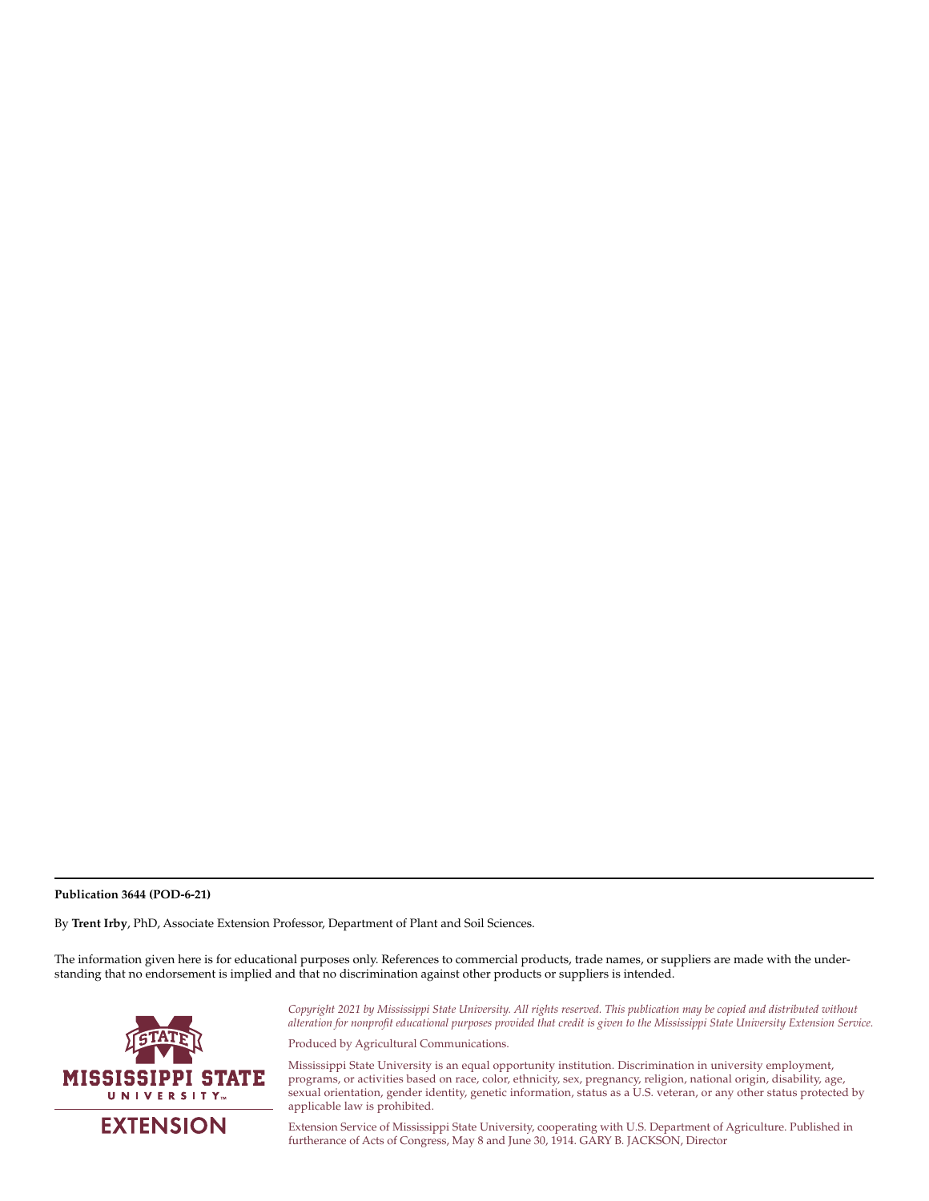**Publication 3644 (POD-6-21)**

By **Trent Irby**, PhD, Associate Extension Professor, Department of Plant and Soil Sciences.

The information given here is for educational purposes only. References to commercial products, trade names, or suppliers are made with the understanding that no endorsement is implied and that no discrimination against other products or suppliers is intended.

MISSISSIPPI STATE UNIVERSITY™

EXTENSION

*Copyright 2021 by Mississippi State University. All rights reserved. This publication may be copied and distributed without alteration for nonprofit educational purposes provided that credit is given to the Mississippi State University Extension Service.*

Produced by Agricultural Communications.

Mississippi State University is an equal opportunity institution. Discrimination in university employment, programs, or activities based on race, color, ethnicity, sex, pregnancy, religion, national origin, disability, age, sexual orientation, gender identity, genetic information, status as a U.S. veteran, or any other status protected by applicable law is prohibited.

Extension Service of Mississippi State University, cooperating with U.S. Department of Agriculture. Published in furtherance of Acts of Congress, May 8 and June 30, 1914. GARY B. JACKSON, Director